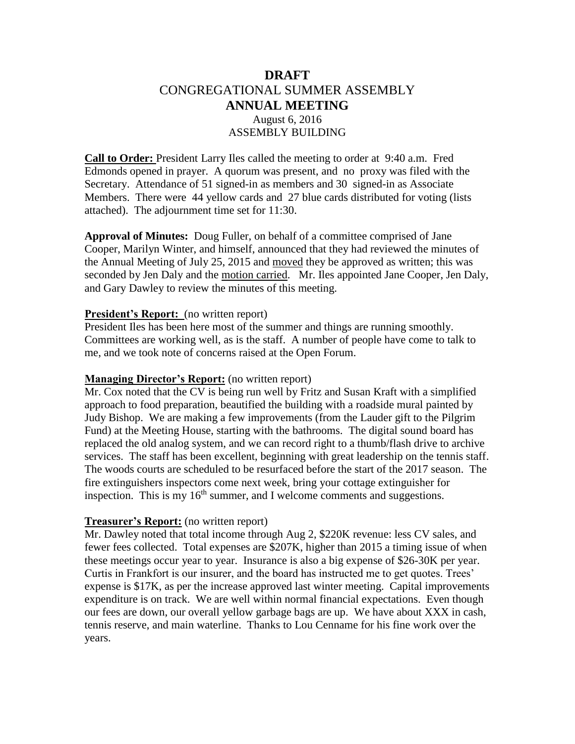# DRAFT

# CONGREGATIONAL SUMMER ASSEMBLY

## ANNUAL MEETING

August 6, 2016

ASSEMBLY BUILDING

**Call to Order:** President Larry Iles called the meeting to order at 9:40 a.m. Fred Edmonds opened in prayer. A quorum was present, and no proxy was filed with the Secretary. Attendance of 51 signed-in as members and 30 signed-in as Associate Members. There were 44 yellow cards and 27 blue cards distributed for voting (lists attached). The adjournment time set for 11:30.

**Approval of Minutes:** Doug Fuller, on behalf of a committee comprised of Jane Cooper, Marilyn Winter, and himself, announced that they had reviewed the minutes of the Annual Meeting of July 25, 2015 and moved they be approved as written; this was seconded by Jen Daly and the motion carried. Mr. Iles appointed Jane Cooper, Jen Daly, and Gary Dawley to review the minutes of this meeting.

**President's Report:** (no written report)

President Iles has been here most of the summer and things are running smoothly. Committees are working well, as is the staff. A number of people have come to talk to me, and we took note of concerns raised at the Open Forum.

**Managing Director's Report:** (no written report)

Mr. Cox noted that the CV is being run well by Fritz and Susan Kraft with a simplified approach to food preparation, beautified the building with a roadside mural painted by Judy Bishop. We are making a few improvements (from the Lauder gift to the Pilgrim Fund) at the Meeting House, starting with the bathrooms. The digital sound board has replaced the old analog system, and we can record right to a thumb/flash drive to archive services. The staff has been excellent, beginning with great leadership on the tennis staff. The woods courts are scheduled to be resurfaced before the start of the 2017 season. The fire extinguishers inspectors come next week, bring your cottage extinguisher for inspection. This is my 16th summer, and I welcome comments and suggestions.

**Treasurer's Report:** (no written report)

Mr. Dawley noted that total income through Aug 2, $220K revenue: less CV sales, and fewer fees collected. Total expenses are $207K, higher than 2015 a timing issue of when these meetings occur year to year. Insurance is also a big expense of $26-30K per year. Curtis in Frankfort is our insurer, and the board has instructed me to get quotes. Trees' expense is $17K, as per the increase approved last winter meeting. Capital improvements expenditure is on track. We are well within normal financial expectations. Even though our fees are down, our overall yellow garbage bags are up. We have about XXX in cash, tennis reserve, and main waterline. Thanks to Lou Cenname for his fine work over the years.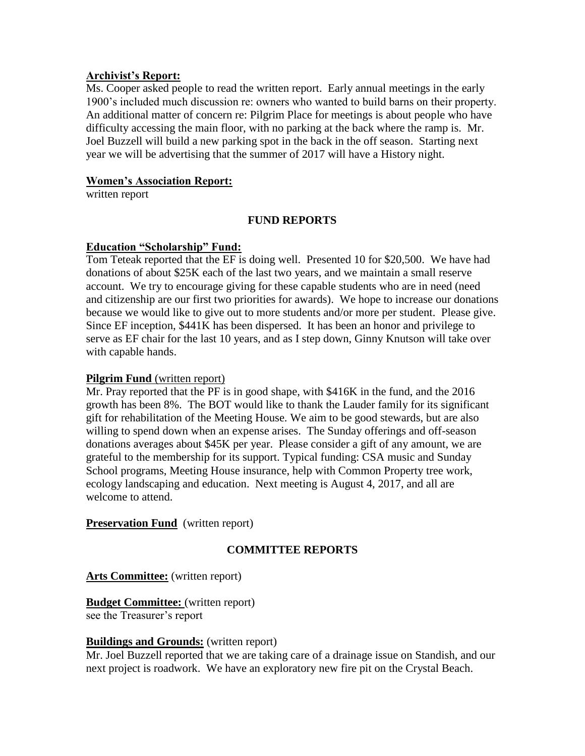**Archivist's Report:**

Ms. Cooper asked people to read the written report. Early annual meetings in the early 1900's included much discussion re: owners who wanted to build barns on their property. An additional matter of concern re: Pilgrim Place for meetings is about people who have difficulty accessing the main floor, with no parking at the back where the ramp is. Mr. Joel Buzzell will build a new parking spot in the back in the off season. Starting next year we will be advertising that the summer of 2017 will have a History night.

**Women's Association Report:**

written report

## FUND REPORTS

**Education "Scholarship" Fund:**

Tom Teteak reported that the EF is doing well. Presented 10 for $20,500. We have had donations of about $25K each of the last two years, and we maintain a small reserve account. We try to encourage giving for these capable students who are in need (need and citizenship are our first two priorities for awards). We hope to increase our donations because we would like to give out to more students and/or more per student. Please give. Since EF inception, $441K has been dispersed. It has been an honor and privilege to serve as EF chair for the last 10 years, and as I step down, Ginny Knutson will take over with capable hands.

**Pilgrim Fund** (written report)

Mr. Pray reported that the PF is in good shape, with $416K in the fund, and the 2016 growth has been 8%. The BOT would like to thank the Lauder family for its significant gift for rehabilitation of the Meeting House. We aim to be good stewards, but are also willing to spend down when an expense arises. The Sunday offerings and off-season donations averages about $45K per year. Please consider a gift of any amount, we are grateful to the membership for its support. Typical funding: CSA music and Sunday School programs, Meeting House insurance, help with Common Property tree work, ecology landscaping and education. Next meeting is August 4, 2017, and all are welcome to attend.

**Preservation Fund** (written report)

## COMMITTEE REPORTS

**Arts Committee:** (written report)

**Budget Committee:** (written report)
see the Treasurer's report

**Buildings and Grounds:** (written report)

Mr. Joel Buzzell reported that we are taking care of a drainage issue on Standish, and our next project is roadwork. We have an exploratory new fire pit on the Crystal Beach.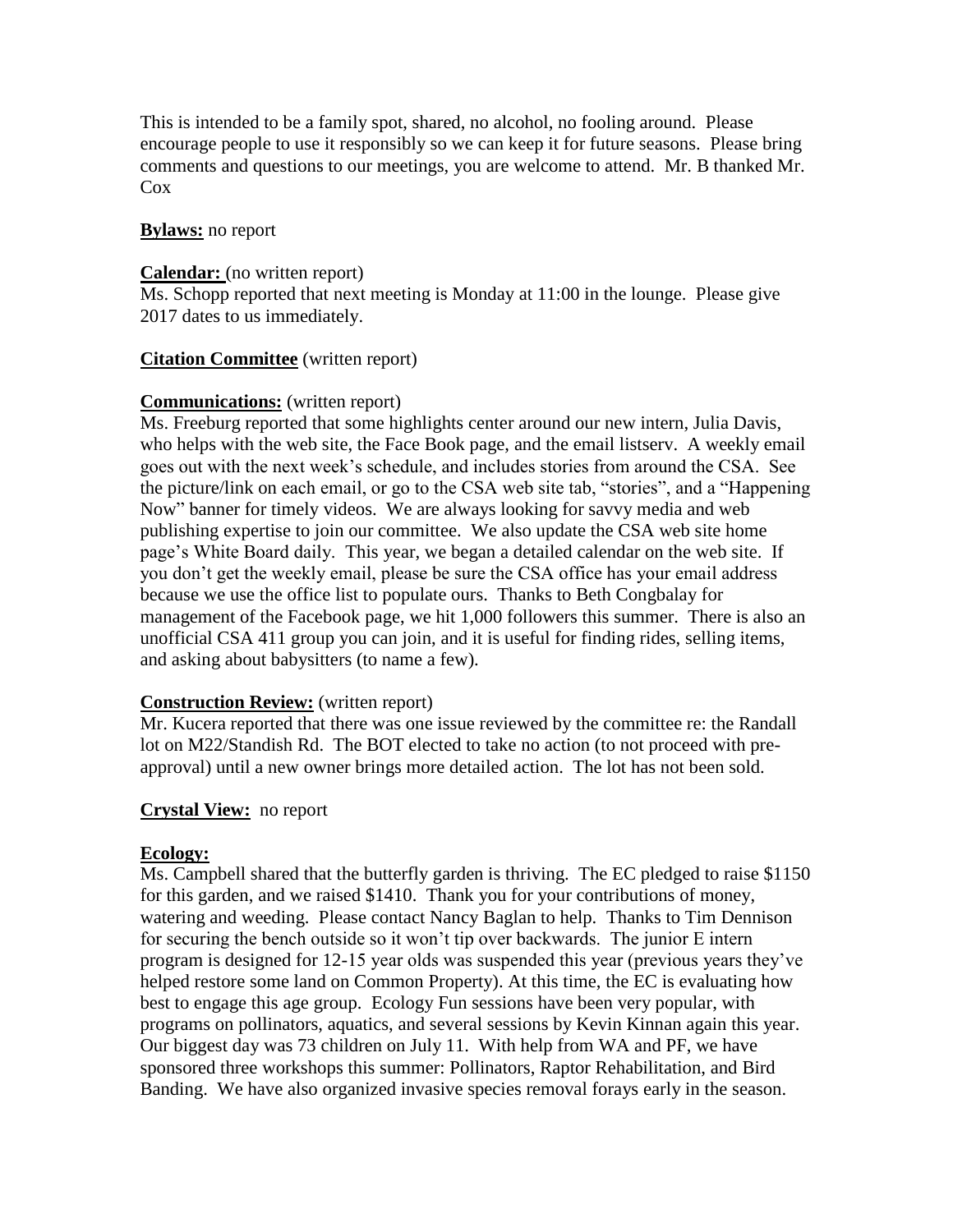This is intended to be a family spot, shared, no alcohol, no fooling around. Please encourage people to use it responsibly so we can keep it for future seasons. Please bring comments and questions to our meetings, you are welcome to attend. Mr. B thanked Mr. Cox

**Bylaws:** no report

**Calendar:** (no written report)
Ms. Schopp reported that next meeting is Monday at 11:00 in the lounge. Please give 2017 dates to us immediately.

**Citation Committee** (written report)

**Communications:** (written report)
Ms. Freeburg reported that some highlights center around our new intern, Julia Davis, who helps with the web site, the Face Book page, and the email listserv. A weekly email goes out with the next week's schedule, and includes stories from around the CSA. See the picture/link on each email, or go to the CSA web site tab, "stories", and a "Happening Now" banner for timely videos. We are always looking for savvy media and web publishing expertise to join our committee. We also update the CSA web site home page's White Board daily. This year, we began a detailed calendar on the web site. If you don't get the weekly email, please be sure the CSA office has your email address because we use the office list to populate ours. Thanks to Beth Congbalay for management of the Facebook page, we hit 1,000 followers this summer. There is also an unofficial CSA 411 group you can join, and it is useful for finding rides, selling items, and asking about babysitters (to name a few).

**Construction Review:** (written report)
Mr. Kucera reported that there was one issue reviewed by the committee re: the Randall lot on M22/Standish Rd. The BOT elected to take no action (to not proceed with pre-approval) until a new owner brings more detailed action. The lot has not been sold.

**Crystal View:** no report

**Ecology:**
Ms. Campbell shared that the butterfly garden is thriving. The EC pledged to raise $1150 for this garden, and we raised $1410. Thank you for your contributions of money, watering and weeding. Please contact Nancy Baglan to help. Thanks to Tim Dennison for securing the bench outside so it won't tip over backwards. The junior E intern program is designed for 12-15 year olds was suspended this year (previous years they've helped restore some land on Common Property). At this time, the EC is evaluating how best to engage this age group. Ecology Fun sessions have been very popular, with programs on pollinators, aquatics, and several sessions by Kevin Kinnan again this year. Our biggest day was 73 children on July 11. With help from WA and PF, we have sponsored three workshops this summer: Pollinators, Raptor Rehabilitation, and Bird Banding. We have also organized invasive species removal forays early in the season.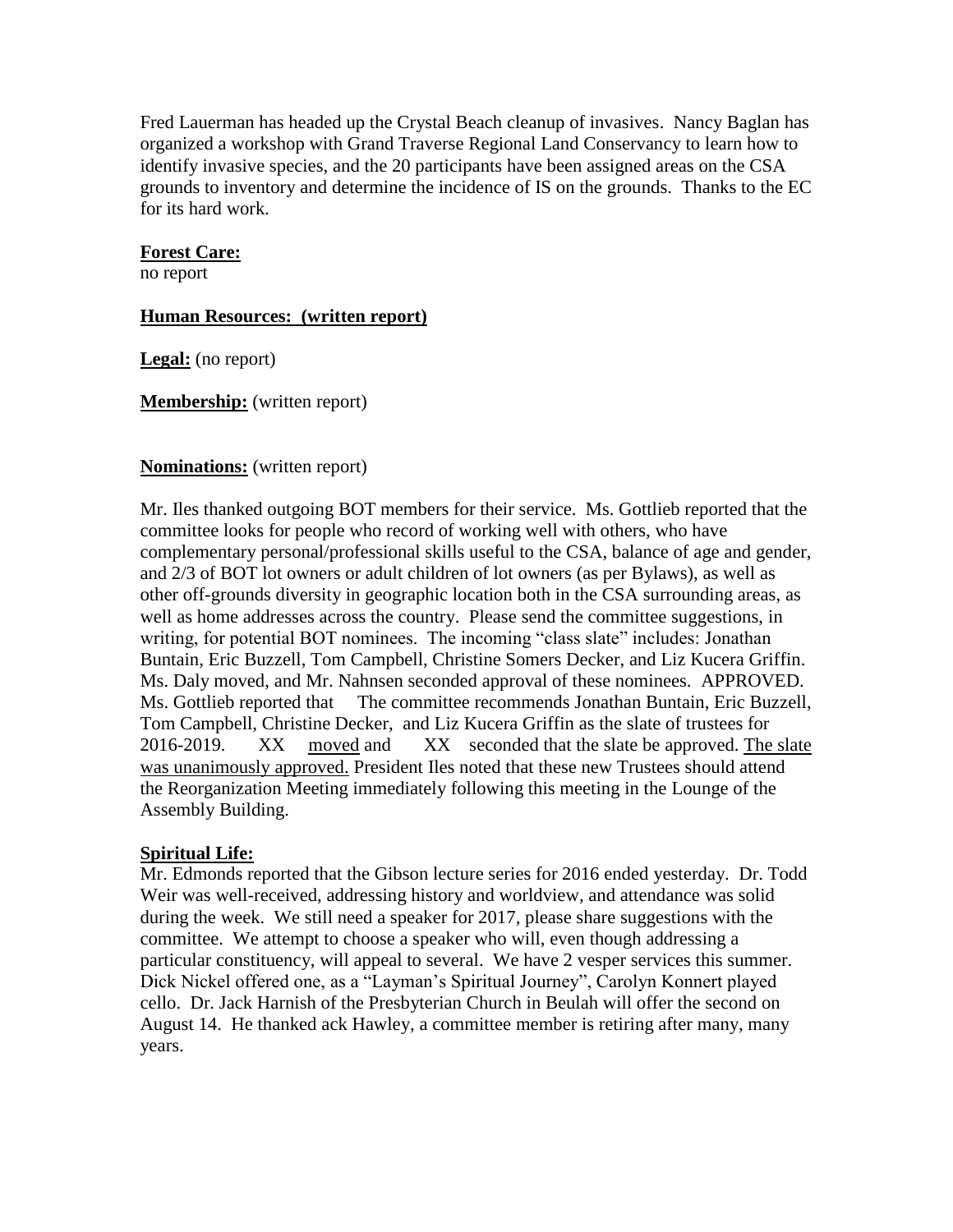Fred Lauerman has headed up the Crystal Beach cleanup of invasives. Nancy Baglan has organized a workshop with Grand Traverse Regional Land Conservancy to learn how to identify invasive species, and the 20 participants have been assigned areas on the CSA grounds to inventory and determine the incidence of IS on the grounds. Thanks to the EC for its hard work.

**Forest Care:**
no report

**Human Resources: (written report)**

**Legal:** (no report)

**Membership:** (written report)

**Nominations:** (written report)

Mr. Iles thanked outgoing BOT members for their service. Ms. Gottlieb reported that the committee looks for people who record of working well with others, who have complementary personal/professional skills useful to the CSA, balance of age and gender, and 2/3 of BOT lot owners or adult children of lot owners (as per Bylaws), as well as other off-grounds diversity in geographic location both in the CSA surrounding areas, as well as home addresses across the country. Please send the committee suggestions, in writing, for potential BOT nominees. The incoming "class slate" includes: Jonathan Buntain, Eric Buzzell, Tom Campbell, Christine Somers Decker, and Liz Kucera Griffin. Ms. Daly moved, and Mr. Nahnsen seconded approval of these nominees. APPROVED. Ms. Gottlieb reported that The committee recommends Jonathan Buntain, Eric Buzzell, Tom Campbell, Christine Decker, and Liz Kucera Griffin as the slate of trustees for 2016-2019. XX moved and XX seconded that the slate be approved. The slate was unanimously approved. President Iles noted that these new Trustees should attend the Reorganization Meeting immediately following this meeting in the Lounge of the Assembly Building.

**Spiritual Life:**
Mr. Edmonds reported that the Gibson lecture series for 2016 ended yesterday. Dr. Todd Weir was well-received, addressing history and worldview, and attendance was solid during the week. We still need a speaker for 2017, please share suggestions with the committee. We attempt to choose a speaker who will, even though addressing a particular constituency, will appeal to several. We have 2 vesper services this summer. Dick Nickel offered one, as a "Layman's Spiritual Journey", Carolyn Konnert played cello. Dr. Jack Harnish of the Presbyterian Church in Beulah will offer the second on August 14. He thanked ack Hawley, a committee member is retiring after many, many years.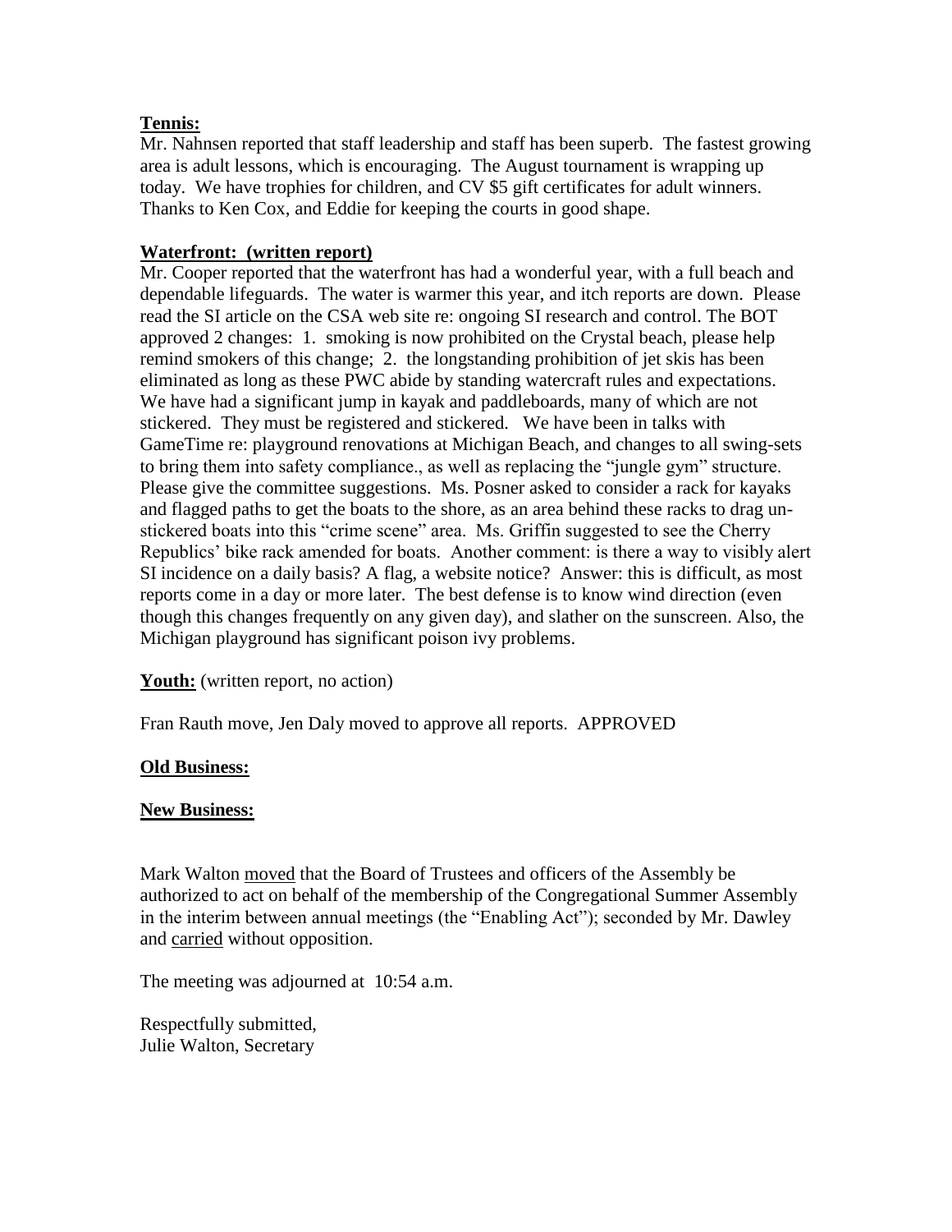**Tennis:**
Mr. Nahnsen reported that staff leadership and staff has been superb. The fastest growing area is adult lessons, which is encouraging. The August tournament is wrapping up today. We have trophies for children, and CV $5 gift certificates for adult winners. Thanks to Ken Cox, and Eddie for keeping the courts in good shape.

**Waterfront: (written report)**
Mr. Cooper reported that the waterfront has had a wonderful year, with a full beach and dependable lifeguards. The water is warmer this year, and itch reports are down. Please read the SI article on the CSA web site re: ongoing SI research and control. The BOT approved 2 changes: 1. smoking is now prohibited on the Crystal beach, please help remind smokers of this change; 2. the longstanding prohibition of jet skis has been eliminated as long as these PWC abide by standing watercraft rules and expectations. We have had a significant jump in kayak and paddleboards, many of which are not stickered. They must be registered and stickered. We have been in talks with GameTime re: playground renovations at Michigan Beach, and changes to all swing-sets to bring them into safety compliance., as well as replacing the "jungle gym" structure. Please give the committee suggestions. Ms. Posner asked to consider a rack for kayaks and flagged paths to get the boats to the shore, as an area behind these racks to drag un-stickered boats into this "crime scene" area. Ms. Griffin suggested to see the Cherry Republics' bike rack amended for boats. Another comment: is there a way to visibly alert SI incidence on a daily basis? A flag, a website notice? Answer: this is difficult, as most reports come in a day or more later. The best defense is to know wind direction (even though this changes frequently on any given day), and slather on the sunscreen. Also, the Michigan playground has significant poison ivy problems.

**Youth:** (written report, no action)

Fran Rauth move, Jen Daly moved to approve all reports. APPROVED

**Old Business:**

**New Business:**

Mark Walton moved that the Board of Trustees and officers of the Assembly be authorized to act on behalf of the membership of the Congregational Summer Assembly in the interim between annual meetings (the "Enabling Act"); seconded by Mr. Dawley and carried without opposition.

The meeting was adjourned at 10:54 a.m.

Respectfully submitted,
Julie Walton, Secretary